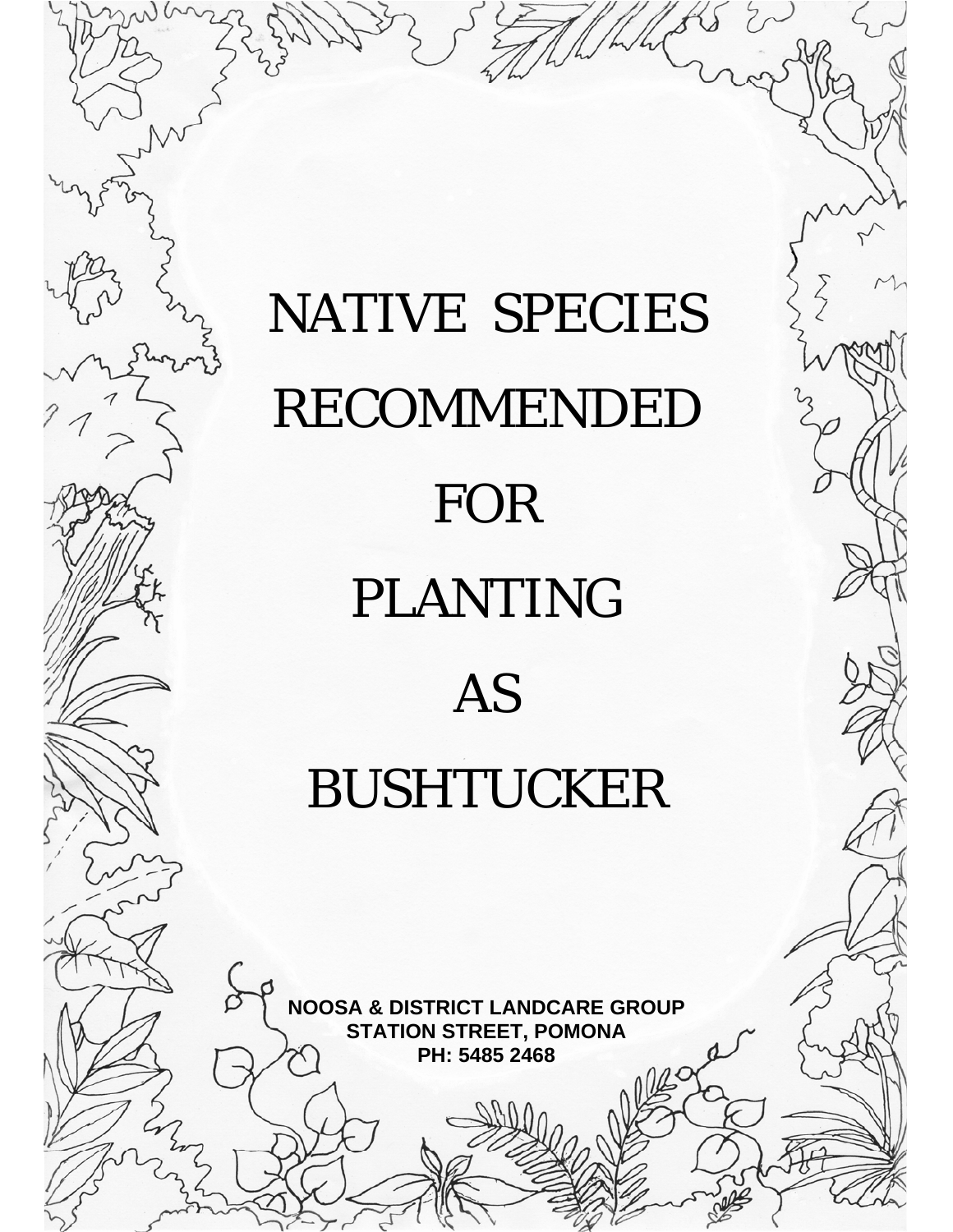# NATIVE SPECIES RECOMMENDED FOR PLANTING AS BUSHTUCKER

**NOOSA & DISTRICT LANDCARE GROUP**
**STATION STREET, POMONA**
**PH: 5485 2468**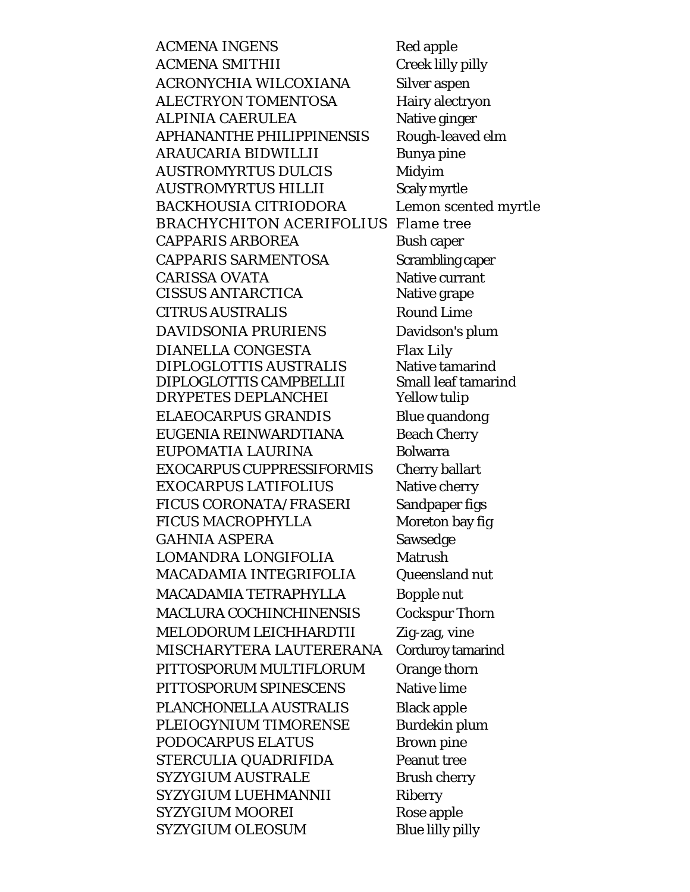| | |
|---|---|
| ACMENA INGENS | Red apple |
| ACMENA SMITHII | Creek lilly pilly |
| ACRONYCHIA WILCOXIANA | Silver aspen |
| ALECTRYON TOMENTOSA | Hairy alectryon |
| ALPINIA CAERULEA | Native ginger |
| APHANANTHE PHILIPPINENSIS | Rough-leaved elm |
| ARAUCARIA BIDWILLII | Bunya pine |
| AUSTROMYRTUS DULCIS | Midyim |
| AUSTROMYRTUS HILLII | Scaly myrtle |
| BACKHOUSIA CITRIODORA | Lemon scented myrtle |
| BRACHYCHITON ACERIFOLIUS | Flame tree |
| CAPPARIS ARBOREA | Bush caper |
| CAPPARIS SARMENTOSA | Scrambling caper |
| CARISSA OVATA | Native currant |
| CISSUS ANTARCTICA | Native grape |
| CITRUS AUSTRALIS | Round Lime |
| DAVIDSONIA PRURIENS | Davidson's plum |
| DIANELLA CONGESTA | Flax Lily |
| DIPLOGLOTTIS AUSTRALIS | Native tamarind |
| DIPLOGLOTTIS CAMPBELLII | Small leaf tamarind |
| DRYPETES DEPLANCHEI | Yellow tulip |
| ELAEOCARPUS GRANDIS | Blue quandong |
| EUGENIA REINWARDTIANA | Beach Cherry |
| EUPOMATIA LAURINA | Bolwarra |
| EXOCARPUS CUPPRESSIFORMIS | Cherry ballart |
| EXOCARPUS LATIFOLIUS | Native cherry |
| FICUS CORONATA/FRASERI | Sandpaper figs |
| FICUS MACROPHYLLA | Moreton bay fig |
| GAHNIA ASPERA | Sawsedge |
| LOMANDRA LONGIFOLIA | Matrush |
| MACADAMIA INTEGRIFOLIA | Queensland nut |
| MACADAMIA TETRAPHYLLA | Bopple nut |
| MACLURA COCHINCHINENSIS | Cockspur Thorn |
| MELODORUM LEICHHARDTII | Zig-zag, vine |
| MISCHARYTERA LAUTERERANA | Corduroy tamarind |
| PITTOSPORUM MULTIFLORUM | Orange thorn |
| PITTOSPORUM SPINESCENS | Native lime |
| PLANCHONELLA AUSTRALIS | Black apple |
| PLEIOGYNIUM TIMORENSE | Burdekin plum |
| PODOCARPUS ELATUS | Brown pine |
| STERCULIA QUADRIFIDA | Peanut tree |
| SYZYGIUM AUSTRALE | Brush cherry |
| SYZYGIUM LUEHMANNII | Riberry |
| SYZYGIUM MOOREI | Rose apple |
| SYZYGIUM OLEOSUM | Blue lilly pilly |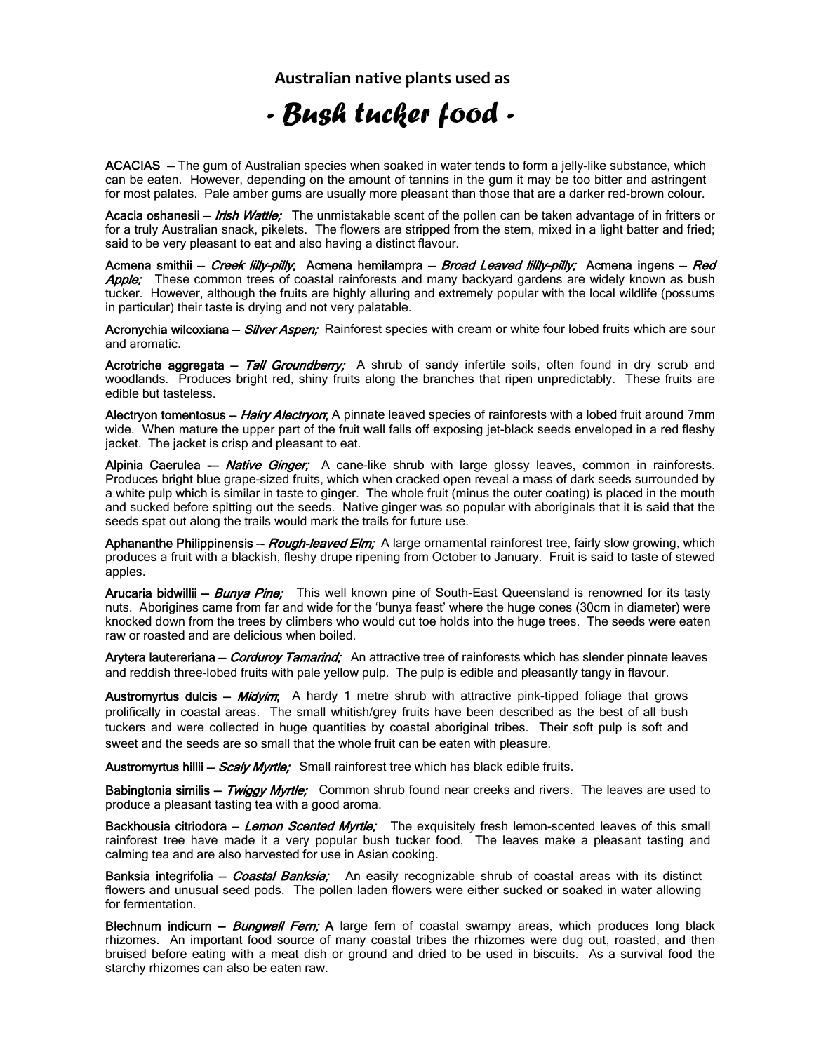**Australian native plants used as**

# *- Bush tucker food -*

**ACACIAS** — The gum of Australian species when soaked in water tends to form a jelly-like substance, which can be eaten. However, depending on the amount of tannins in the gum it may be too bitter and astringent for most palates. Pale amber gums are usually more pleasant than those that are a darker red-brown colour.

**Acacia oshanesii** — *Irish Wattle;* The unmistakable scent of the pollen can be taken advantage of in fritters or for a truly Australian snack, pikelets. The flowers are stripped from the stem, mixed in a light batter and fried; said to be very pleasant to eat and also having a distinct flavour.

**Acmena smithii** — *Creek lilly-pilly*; **Acmena hemilampra** — *Broad Leaved lillly-pilly;* **Acmena ingens** — *Red Apple;* These common trees of coastal rainforests and many backyard gardens are widely known as bush tucker. However, although the fruits are highly alluring and extremely popular with the local wildlife (possums in particular) their taste is drying and not very palatable.

**Acronychia wilcoxiana** — *Silver Aspen;* Rainforest species with cream or white four lobed fruits which are sour and aromatic.

**Acrotriche aggregata** — *Tall Groundberry;* A shrub of sandy infertile soils, often found in dry scrub and woodlands. Produces bright red, shiny fruits along the branches that ripen unpredictably. These fruits are edible but tasteless.

**Alectryon tomentosus** — *Hairy Alectryon*; A pinnate leaved species of rainforests with a lobed fruit around 7mm wide. When mature the upper part of the fruit wall falls off exposing jet-black seeds enveloped in a red fleshy jacket. The jacket is crisp and pleasant to eat.

**Alpinia Caerulea** — *Native Ginger;* A cane-like shrub with large glossy leaves, common in rainforests. Produces bright blue grape-sized fruits, which when cracked open reveal a mass of dark seeds surrounded by a white pulp which is similar in taste to ginger. The whole fruit (minus the outer coating) is placed in the mouth and sucked before spitting out the seeds. Native ginger was so popular with aboriginals that it is said that the seeds spat out along the trails would mark the trails for future use.

**Aphananthe Philippinensis** — *Rough-leaved Elm;* A large ornamental rainforest tree, fairly slow growing, which produces a fruit with a blackish, fleshy drupe ripening from October to January. Fruit is said to taste of stewed apples.

**Arucaria bidwillii** — *Bunya Pine;* This well known pine of South-East Queensland is renowned for its tasty nuts. Aborigines came from far and wide for the 'bunya feast' where the huge cones (30cm in diameter) were knocked down from the trees by climbers who would cut toe holds into the huge trees. The seeds were eaten raw or roasted and are delicious when boiled.

**Arytera lautereriana** — *Corduroy Tamarind;* An attractive tree of rainforests which has slender pinnate leaves and reddish three-lobed fruits with pale yellow pulp. The pulp is edible and pleasantly tangy in flavour.

**Austromyrtus dulcis** — *Midyim*; A hardy 1 metre shrub with attractive pink-tipped foliage that grows prolifically in coastal areas. The small whitish/grey fruits have been described as the best of all bush tuckers and were collected in huge quantities by coastal aboriginal tribes. Their soft pulp is soft and sweet and the seeds are so small that the whole fruit can be eaten with pleasure.

**Austromyrtus hillii** — *Scaly Myrtle;* Small rainforest tree which has black edible fruits.

**Babingtonia similis** — *Twiggy Myrtle;* Common shrub found near creeks and rivers. The leaves are used to produce a pleasant tasting tea with a good aroma.

**Backhousia citriodora** — *Lemon Scented Myrtle;* The exquisitely fresh lemon-scented leaves of this small rainforest tree have made it a very popular bush tucker food. The leaves make a pleasant tasting and calming tea and are also harvested for use in Asian cooking.

**Banksia integrifolia** — *Coastal Banksia;* An easily recognizable shrub of coastal areas with its distinct flowers and unusual seed pods. The pollen laden flowers were either sucked or soaked in water allowing for fermentation.

**Blechnum indicurn** — *Bungwall Fern;* A large fern of coastal swampy areas, which produces long black rhizomes. An important food source of many coastal tribes the rhizomes were dug out, roasted, and then bruised before eating with a meat dish or ground and dried to be used in biscuits. As a survival food the starchy rhizomes can also be eaten raw.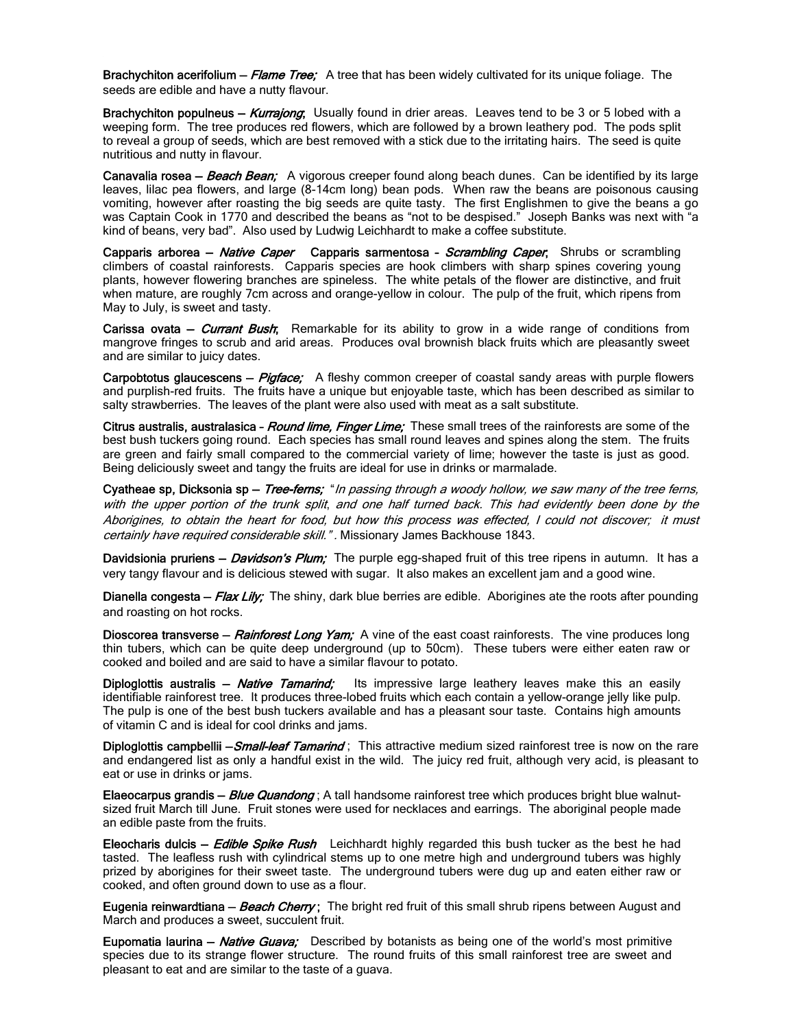**Brachychiton acerifolium** – *Flame Tree;* A tree that has been widely cultivated for its unique foliage. The seeds are edible and have a nutty flavour.

**Brachychiton populneus** – *Kurrajong*; Usually found in drier areas. Leaves tend to be 3 or 5 lobed with a weeping form. The tree produces red flowers, which are followed by a brown leathery pod. The pods split to reveal a group of seeds, which are best removed with a stick due to the irritating hairs. The seed is quite nutritious and nutty in flavour.

**Canavalia rosea** – *Beach Bean;* A vigorous creeper found along beach dunes. Can be identified by its large leaves, lilac pea flowers, and large (8-14cm long) bean pods. When raw the beans are poisonous causing vomiting, however after roasting the big seeds are quite tasty. The first Englishmen to give the beans a go was Captain Cook in 1770 and described the beans as "not to be despised." Joseph Banks was next with "a kind of beans, very bad". Also used by Ludwig Leichhardt to make a coffee substitute.

**Capparis arborea** – *Native Caper* **Capparis sarmentosa** - *Scrambling Caper*; Shrubs or scrambling climbers of coastal rainforests. Capparis species are hook climbers with sharp spines covering young plants, however flowering branches are spineless. The white petals of the flower are distinctive, and fruit when mature, are roughly 7cm across and orange-yellow in colour. The pulp of the fruit, which ripens from May to July, is sweet and tasty.

**Carissa ovata** – *Currant Bush*; Remarkable for its ability to grow in a wide range of conditions from mangrove fringes to scrub and arid areas. Produces oval brownish black fruits which are pleasantly sweet and are similar to juicy dates.

**Carpobtotus glaucescens** – *Pigface;* A fleshy common creeper of coastal sandy areas with purple flowers and purplish-red fruits. The fruits have a unique but enjoyable taste, which has been described as similar to salty strawberries. The leaves of the plant were also used with meat as a salt substitute.

**Citrus australis, australasica** - *Round lime, Finger Lime;* These small trees of the rainforests are some of the best bush tuckers going round. Each species has small round leaves and spines along the stem. The fruits are green and fairly small compared to the commercial variety of lime; however the taste is just as good. Being deliciously sweet and tangy the fruits are ideal for use in drinks or marmalade.

**Cyatheae sp, Dicksonia sp** – *Tree-ferns;* "*In passing through a woody hollow, we saw many of the tree ferns, with the upper portion of the trunk split, and one half turned back. This had evidently been done by the Aborigines, to obtain the heart for food, but how this process was effected, I could not discover; it must certainly have required considerable skill.*" . Missionary James Backhouse 1843.

**Davidsionia pruriens** – *Davidson's Plum;* The purple egg-shaped fruit of this tree ripens in autumn. It has a very tangy flavour and is delicious stewed with sugar. It also makes an excellent jam and a good wine.

**Dianella congesta** – *Flax Lily;* The shiny, dark blue berries are edible. Aborigines ate the roots after pounding and roasting on hot rocks.

**Dioscorea transverse** – *Rainforest Long Yam;* A vine of the east coast rainforests. The vine produces long thin tubers, which can be quite deep underground (up to 50cm). These tubers were either eaten raw or cooked and boiled and are said to have a similar flavour to potato.

**Diploglottis australis** – *Native Tamarind;* Its impressive large leathery leaves make this an easily identifiable rainforest tree. It produces three-lobed fruits which each contain a yellow-orange jelly like pulp. The pulp is one of the best bush tuckers available and has a pleasant sour taste. Contains high amounts of vitamin C and is ideal for cool drinks and jams.

**Diploglottis campbellii** –*Small-leaf Tamarind* ; This attractive medium sized rainforest tree is now on the rare and endangered list as only a handful exist in the wild. The juicy red fruit, although very acid, is pleasant to eat or use in drinks or jams.

**Elaeocarpus grandis** – *Blue Quandong* ; A tall handsome rainforest tree which produces bright blue walnut-sized fruit March till June. Fruit stones were used for necklaces and earrings. The aboriginal people made an edible paste from the fruits.

**Eleocharis dulcis** – *Edible Spike Rush* Leichhardt highly regarded this bush tucker as the best he had tasted. The leafless rush with cylindrical stems up to one metre high and underground tubers was highly prized by aborigines for their sweet taste. The underground tubers were dug up and eaten either raw or cooked, and often ground down to use as a flour.

**Eugenia reinwardtiana** – *Beach Cherry* ; The bright red fruit of this small shrub ripens between August and March and produces a sweet, succulent fruit.

**Eupomatia laurina** – *Native Guava;* Described by botanists as being one of the world's most primitive species due to its strange flower structure. The round fruits of this small rainforest tree are sweet and pleasant to eat and are similar to the taste of a guava.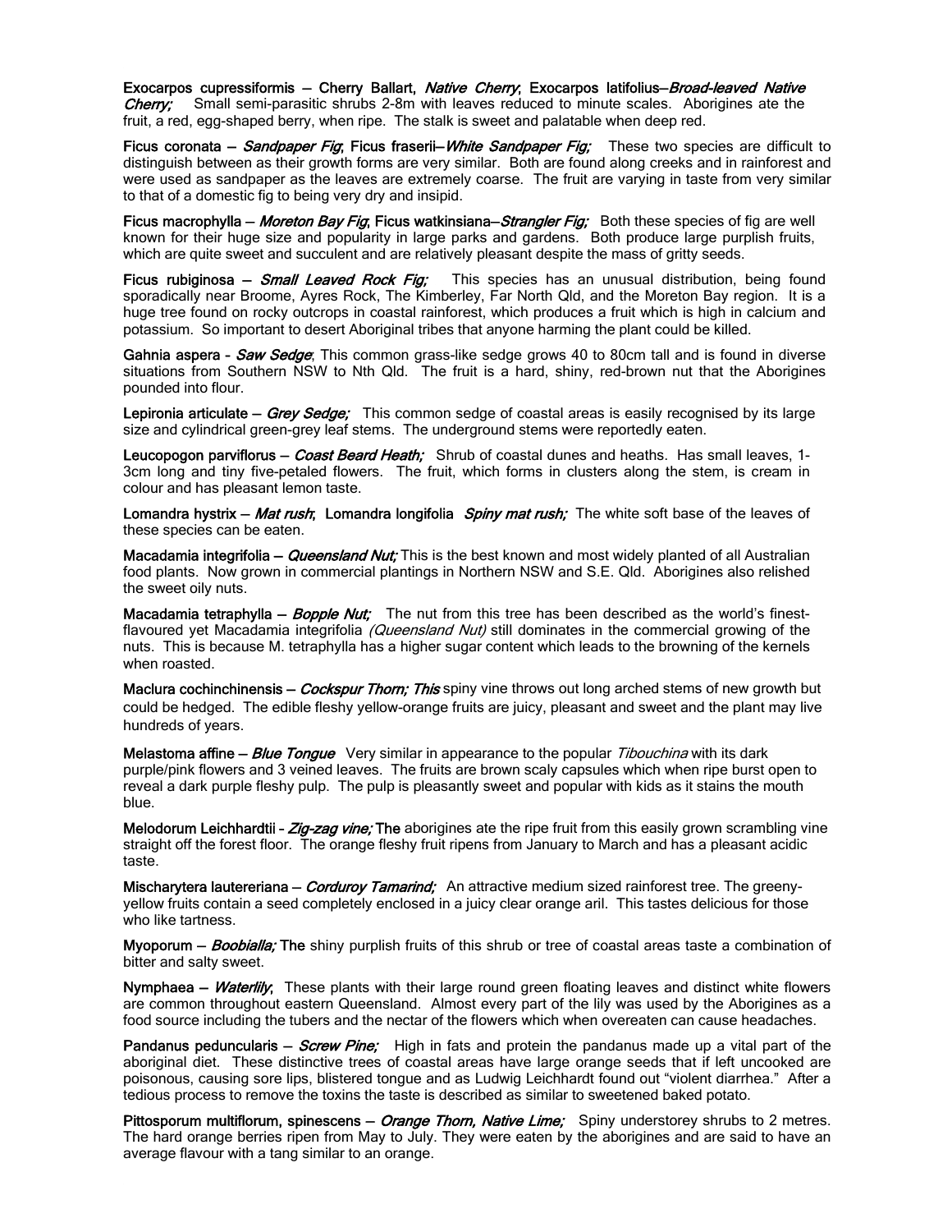**Exocarpos cupressiformis – Cherry Ballart,** ***Native Cherry*****; Exocarpos latifolius–*****Broad-leaved Native Cherry;*** Small semi-parasitic shrubs 2-8m with leaves reduced to minute scales. Aborigines ate the fruit, a red, egg-shaped berry, when ripe. The stalk is sweet and palatable when deep red.

**Ficus coronata –** ***Sandpaper Fig*****; Ficus fraserii–*****White Sandpaper Fig;*** These two species are difficult to distinguish between as their growth forms are very similar. Both are found along creeks and in rainforest and were used as sandpaper as the leaves are extremely coarse. The fruit are varying in taste from very similar to that of a domestic fig to being very dry and insipid.

**Ficus macrophylla –** ***Moreton Bay Fig*****; Ficus watkinsiana–*****Strangler Fig;*** Both these species of fig are well known for their huge size and popularity in large parks and gardens. Both produce large purplish fruits, which are quite sweet and succulent and are relatively pleasant despite the mass of gritty seeds.

**Ficus rubiginosa –** ***Small Leaved Rock Fig;*** This species has an unusual distribution, being found sporadically near Broome, Ayres Rock, The Kimberley, Far North Qld, and the Moreton Bay region. It is a huge tree found on rocky outcrops in coastal rainforest, which produces a fruit which is high in calcium and potassium. So important to desert Aboriginal tribes that anyone harming the plant could be killed.

**Gahnia aspera -** ***Saw Sedge*****;** This common grass-like sedge grows 40 to 80cm tall and is found in diverse situations from Southern NSW to Nth Qld. The fruit is a hard, shiny, red-brown nut that the Aborigines pounded into flour.

**Lepironia articulate –** ***Grey Sedge;*** This common sedge of coastal areas is easily recognised by its large size and cylindrical green-grey leaf stems. The underground stems were reportedly eaten.

**Leucopogon parviflorus –** ***Coast Beard Heath;*** Shrub of coastal dunes and heaths. Has small leaves, 1-3cm long and tiny five-petaled flowers. The fruit, which forms in clusters along the stem, is cream in colour and has pleasant lemon taste.

**Lomandra hystrix –** ***Mat rush*****; Lomandra longifolia** ***Spiny mat rush;*** The white soft base of the leaves of these species can be eaten.

**Macadamia integrifolia –** ***Queensland Nut;*** This is the best known and most widely planted of all Australian food plants. Now grown in commercial plantings in Northern NSW and S.E. Qld. Aborigines also relished the sweet oily nuts.

**Macadamia tetraphylla –** ***Bopple Nut;*** The nut from this tree has been described as the world's finest-flavoured yet Macadamia integrifolia *(Queensland Nut)* still dominates in the commercial growing of the nuts. This is because M. tetraphylla has a higher sugar content which leads to the browning of the kernels when roasted.

**Maclura cochinchinensis –** ***Cockspur Thorn; This*** spiny vine throws out long arched stems of new growth but could be hedged. The edible fleshy yellow-orange fruits are juicy, pleasant and sweet and the plant may live hundreds of years.

**Melastoma affine –** ***Blue Tongue*** Very similar in appearance to the popular *Tibouchina* with its dark purple/pink flowers and 3 veined leaves. The fruits are brown scaly capsules which when ripe burst open to reveal a dark purple fleshy pulp. The pulp is pleasantly sweet and popular with kids as it stains the mouth blue.

**Melodorum Leichhardtii -** ***Zig-zag vine;*** **The** aborigines ate the ripe fruit from this easily grown scrambling vine straight off the forest floor. The orange fleshy fruit ripens from January to March and has a pleasant acidic taste.

**Mischarytera lautereriana –** ***Corduroy Tamarind;*** An attractive medium sized rainforest tree. The greeny-yellow fruits contain a seed completely enclosed in a juicy clear orange aril. This tastes delicious for those who like tartness.

**Myoporum –** ***Boobialla;*** **The** shiny purplish fruits of this shrub or tree of coastal areas taste a combination of bitter and salty sweet.

**Nymphaea –** ***Waterlily*****;** These plants with their large round green floating leaves and distinct white flowers are common throughout eastern Queensland. Almost every part of the lily was used by the Aborigines as a food source including the tubers and the nectar of the flowers which when overeaten can cause headaches.

**Pandanus peduncularis –** ***Screw Pine;*** High in fats and protein the pandanus made up a vital part of the aboriginal diet. These distinctive trees of coastal areas have large orange seeds that if left uncooked are poisonous, causing sore lips, blistered tongue and as Ludwig Leichhardt found out "violent diarrhea." After a tedious process to remove the toxins the taste is described as similar to sweetened baked potato.

**Pittosporum multiflorum, spinescens –** ***Orange Thorn, Native Lime;*** Spiny understorey shrubs to 2 metres. The hard orange berries ripen from May to July. They were eaten by the aborigines and are said to have an average flavour with a tang similar to an orange.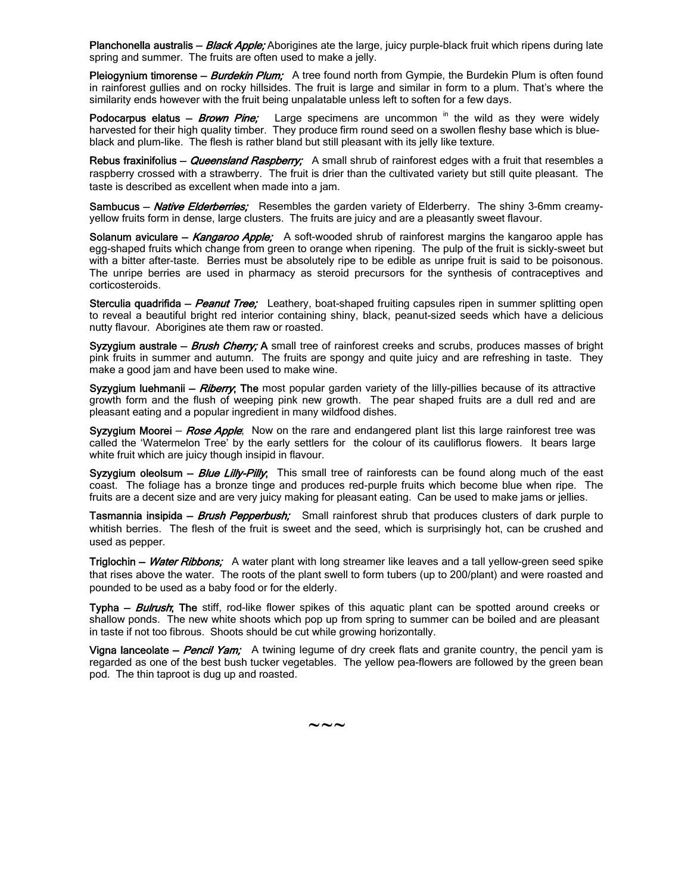**Planchonella australis** – ***Black Apple;*** Aborigines ate the large, juicy purple-black fruit which ripens during late spring and summer. The fruits are often used to make a jelly.

**Pleiogynium timorense** – ***Burdekin Plum;*** A tree found north from Gympie, the Burdekin Plum is often found in rainforest gullies and on rocky hillsides. The fruit is large and similar in form to a plum. That's where the similarity ends however with the fruit being unpalatable unless left to soften for a few days.

**Podocarpus elatus** – ***Brown Pine;*** Large specimens are uncommon in the wild as they were widely harvested for their high quality timber. They produce firm round seed on a swollen fleshy base which is blue-black and plum-like. The flesh is rather bland but still pleasant with its jelly like texture.

**Rebus fraxinifolius** – ***Queensland Raspberry;*** A small shrub of rainforest edges with a fruit that resembles a raspberry crossed with a strawberry. The fruit is drier than the cultivated variety but still quite pleasant. The taste is described as excellent when made into a jam.

**Sambucus** – ***Native Elderberries;*** Resembles the garden variety of Elderberry. The shiny 3-6mm creamy-yellow fruits form in dense, large clusters. The fruits are juicy and are a pleasantly sweet flavour.

**Solanum aviculare** – ***Kangaroo Apple;*** A soft-wooded shrub of rainforest margins the kangaroo apple has egg-shaped fruits which change from green to orange when ripening. The pulp of the fruit is sickly-sweet but with a bitter after-taste. Berries must be absolutely ripe to be edible as unripe fruit is said to be poisonous. The unripe berries are used in pharmacy as steroid precursors for the synthesis of contraceptives and corticosteroids.

**Sterculia quadrifida** – ***Peanut Tree;*** Leathery, boat-shaped fruiting capsules ripen in summer splitting open to reveal a beautiful bright red interior containing shiny, black, peanut-sized seeds which have a delicious nutty flavour. Aborigines ate them raw or roasted.

**Syzygium australe** – ***Brush Cherry;*** A small tree of rainforest creeks and scrubs, produces masses of bright pink fruits in summer and autumn. The fruits are spongy and quite juicy and are refreshing in taste. They make a good jam and have been used to make wine.

**Syzygium luehmanii** – ***Riberry*; The** most popular garden variety of the lilly-pillies because of its attractive growth form and the flush of weeping pink new growth. The pear shaped fruits are a dull red and are pleasant eating and a popular ingredient in many wildfood dishes.

**Syzygium Moorei** – ***Rose Apple*;** Now on the rare and endangered plant list this large rainforest tree was called the 'Watermelon Tree' by the early settlers for the colour of its cauliflorus flowers. It bears large white fruit which are juicy though insipid in flavour.

**Syzygium oleolsum** – ***Blue Lilly-Pilly*;** This small tree of rainforests can be found along much of the east coast. The foliage has a bronze tinge and produces red-purple fruits which become blue when ripe. The fruits are a decent size and are very juicy making for pleasant eating. Can be used to make jams or jellies.

**Tasmannia insipida** – ***Brush Pepperbush;*** Small rainforest shrub that produces clusters of dark purple to whitish berries. The flesh of the fruit is sweet and the seed, which is surprisingly hot, can be crushed and used as pepper.

**Triglochin** – ***Water Ribbons;*** A water plant with long streamer like leaves and a tall yellow-green seed spike that rises above the water. The roots of the plant swell to form tubers (up to 200/plant) and were roasted and pounded to be used as a baby food or for the elderly.

**Typha** – ***Bulrush*; The** stiff, rod-like flower spikes of this aquatic plant can be spotted around creeks or shallow ponds. The new white shoots which pop up from spring to summer can be boiled and are pleasant in taste if not too fibrous. Shoots should be cut while growing horizontally.

**Vigna lanceolate** – ***Pencil Yam;*** A twining legume of dry creek flats and granite country, the pencil yam is regarded as one of the best bush tucker vegetables. The yellow pea-flowers are followed by the green bean pod. The thin taproot is dug up and roasted.

~~~